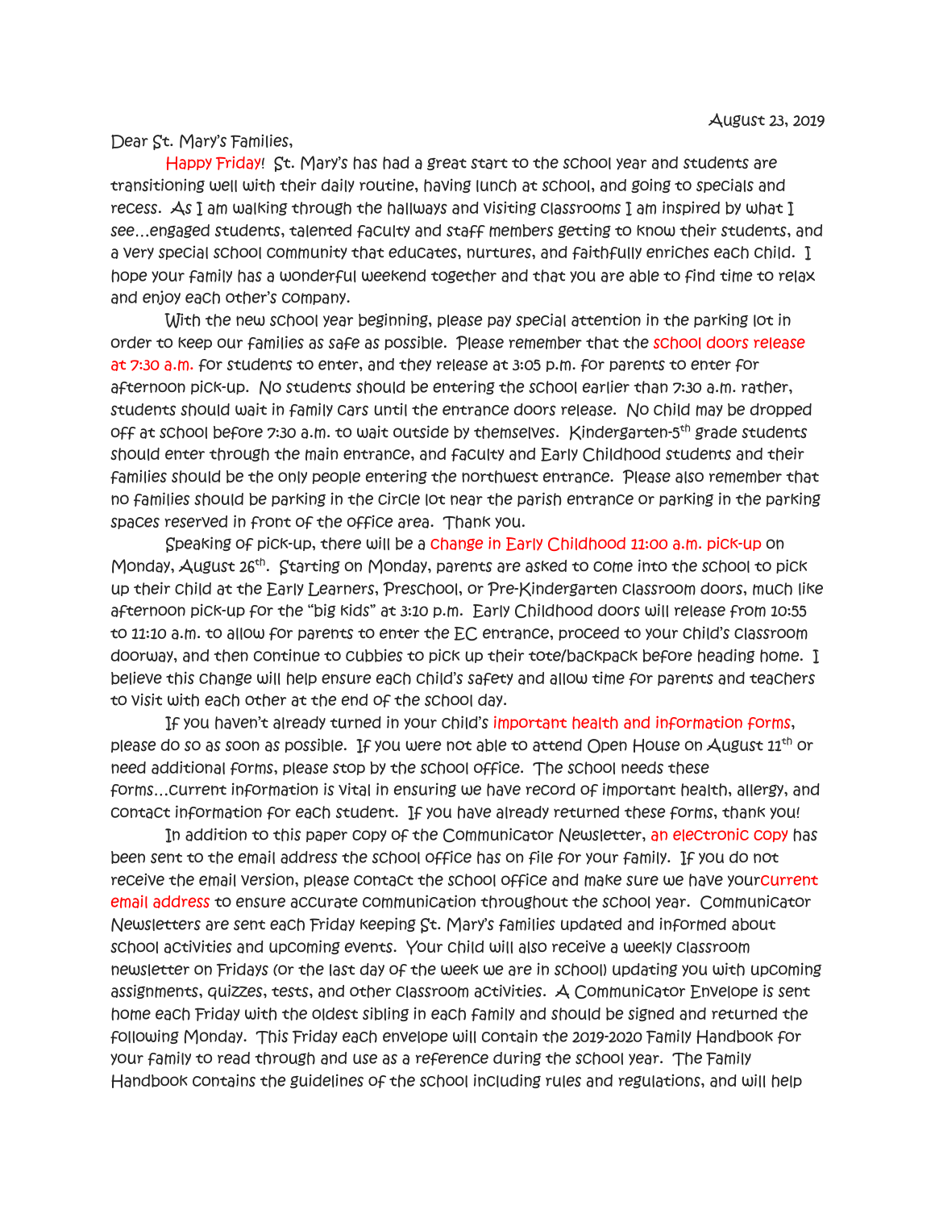August 23, 2019

Dear St. Mary's Families,

Happy Friday! St. Mary's has had a great start to the school year and students are transitioning well with their daily routine, having lunch at school, and going to specials and recess. As I am walking through the hallways and visiting classrooms I am inspired by what I see…engaged students, talented faculty and staff members getting to know their students, and a very special school community that educates, nurtures, and faithfully enriches each child. I hope your family has a wonderful weekend together and that you are able to find time to relax and enjoy each other's company.

With the new school year beginning, please pay special attention in the parking lot in order to keep our families as safe as possible. Please remember that the school doors release at 7:30 a.m. for students to enter, and they release at 3:05 p.m. for parents to enter for afternoon pick-up. No students should be entering the school earlier than 7:30 a.m. rather, students should wait in family cars until the entrance doors release. No child may be dropped off at school before 7:30 a.m. to wait outside by themselves. Kindergarten-5th grade students should enter through the main entrance, and faculty and Early Childhood students and their families should be the only people entering the northwest entrance. Please also remember that no families should be parking in the circle lot near the parish entrance or parking in the parking spaces reserved in front of the office area. Thank you.

Speaking of pick-up, there will be a change in Early Childhood 11:00 a.m. pick-up on Monday, August 26th. Starting on Monday, parents are asked to come into the school to pick up their child at the Early Learners, Preschool, or Pre-Kindergarten classroom doors, much like afternoon pick-up for the "big kids" at 3:10 p.m. Early Childhood doors will release from 10:55 to 11:10 a.m. to allow for parents to enter the EC entrance, proceed to your child's classroom doorway, and then continue to cubbies to pick up their tote/backpack before heading home. I believe this change will help ensure each child's safety and allow time for parents and teachers to visit with each other at the end of the school day.

If you haven't already turned in your child's important health and information forms, please do so as soon as possible. If you were not able to attend Open House on August 11th or need additional forms, please stop by the school office. The school needs these forms…current information is vital in ensuring we have record of important health, allergy, and contact information for each student. If you have already returned these forms, thank you!

In addition to this paper copy of the Communicator Newsletter, an electronic copy has been sent to the email address the school office has on file for your family. If you do not receive the email version, please contact the school office and make sure we have your current email address to ensure accurate communication throughout the school year. Communicator Newsletters are sent each Friday keeping St. Mary's families updated and informed about school activities and upcoming events. Your child will also receive a weekly classroom newsletter on Fridays (or the last day of the week we are in school) updating you with upcoming assignments, quizzes, tests, and other classroom activities. A Communicator Envelope is sent home each Friday with the oldest sibling in each family and should be signed and returned the following Monday. This Friday each envelope will contain the 2019-2020 Family Handbook for your family to read through and use as a reference during the school year. The Family Handbook contains the guidelines of the school including rules and regulations, and will help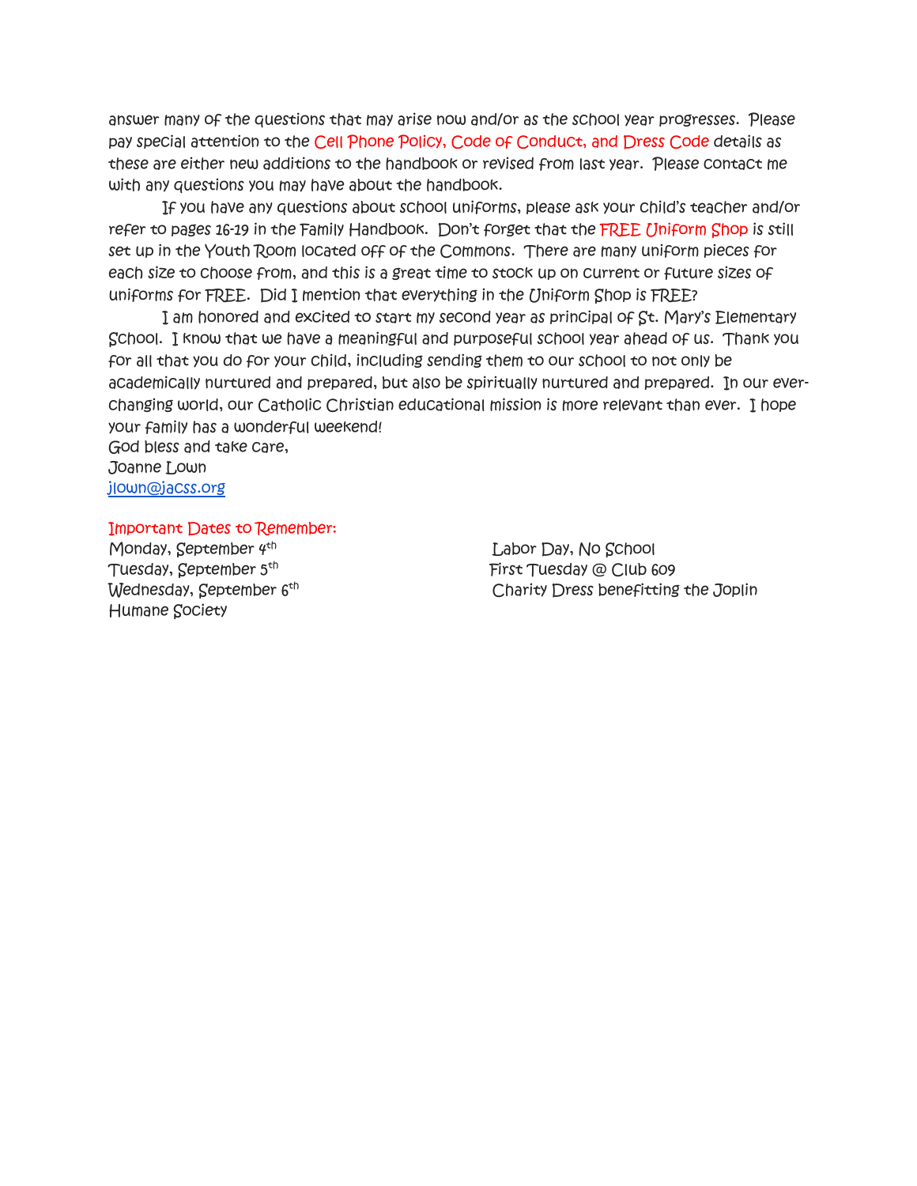answer many of the questions that may arise now and/or as the school year progresses. Please pay special attention to the Cell Phone Policy, Code of Conduct, and Dress Code details as these are either new additions to the handbook or revised from last year. Please contact me with any questions you may have about the handbook.

If you have any questions about school uniforms, please ask your child's teacher and/or refer to pages 16-19 in the Family Handbook. Don't forget that the FREE Uniform Shop is still set up in the Youth Room located off of the Commons. There are many uniform pieces for each size to choose from, and this is a great time to stock up on current or future sizes of uniforms for FREE. Did I mention that everything in the Uniform Shop is FREE?

I am honored and excited to start my second year as principal of St. Mary's Elementary School. I know that we have a meaningful and purposeful school year ahead of us. Thank you for all that you do for your child, including sending them to our school to not only be academically nurtured and prepared, but also be spiritually nurtured and prepared. In our ever-changing world, our Catholic Christian educational mission is more relevant than ever. I hope your family has a wonderful weekend!

God bless and take care,
Joanne Lown
jlown@jacss.org

Important Dates to Remember:

Monday, September 4th — Labor Day, No School
Tuesday, September 5th — First Tuesday @ Club 609
Wednesday, September 6th — Charity Dress benefitting the Joplin Humane Society